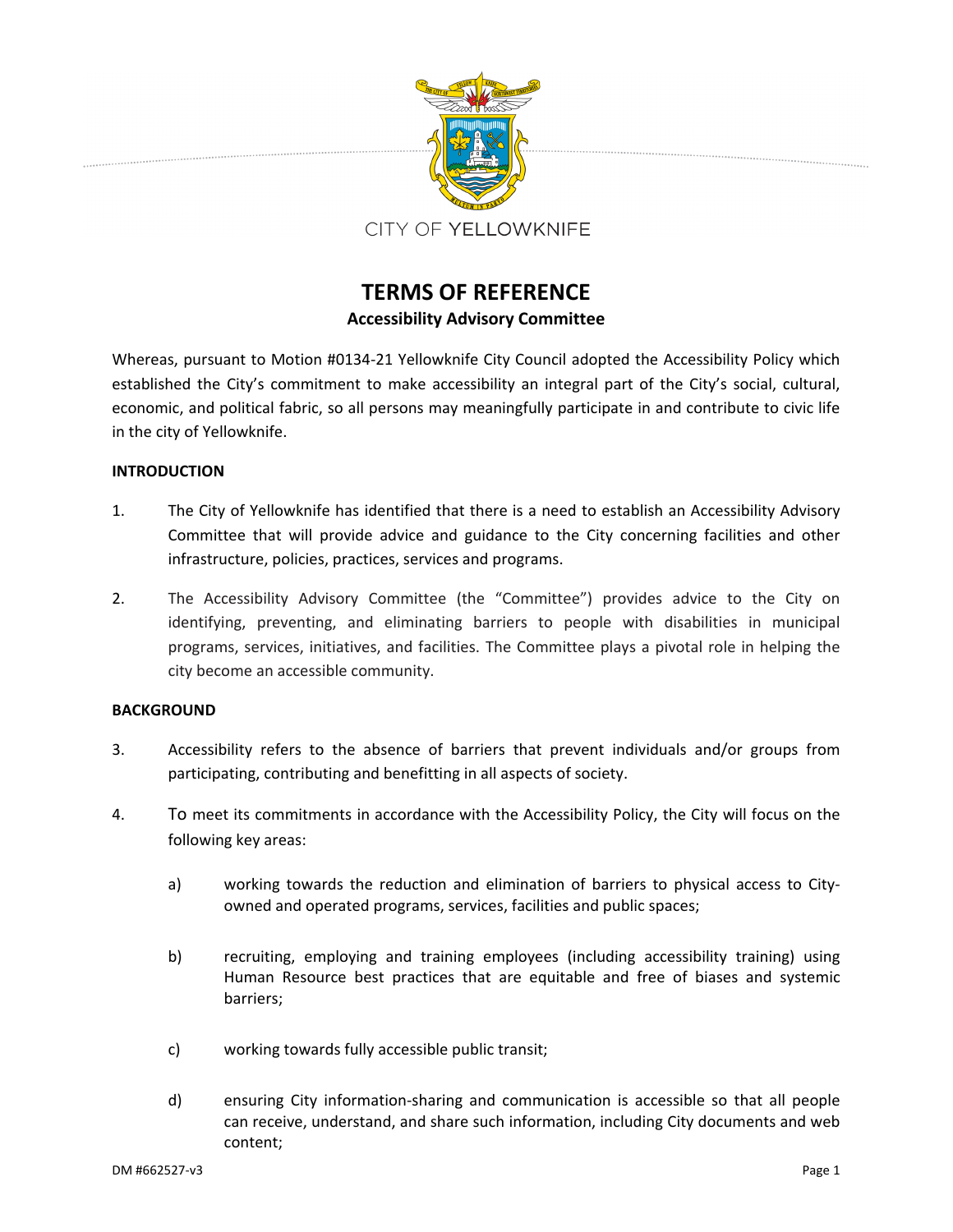CITY OF YELLOWKNIFE

# TERMS OF REFERENCE

## Accessibility Advisory Committee

Whereas, pursuant to Motion #0134-21 Yellowknife City Council adopted the Accessibility Policy which established the City's commitment to make accessibility an integral part of the City's social, cultural, economic, and political fabric, so all persons may meaningfully participate in and contribute to civic life in the city of Yellowknife.

### INTRODUCTION

1. The City of Yellowknife has identified that there is a need to establish an Accessibility Advisory Committee that will provide advice and guidance to the City concerning facilities and other infrastructure, policies, practices, services and programs.

2. The Accessibility Advisory Committee (the "Committee") provides advice to the City on identifying, preventing, and eliminating barriers to people with disabilities in municipal programs, services, initiatives, and facilities. The Committee plays a pivotal role in helping the city become an accessible community.

### BACKGROUND

3. Accessibility refers to the absence of barriers that prevent individuals and/or groups from participating, contributing and benefitting in all aspects of society.

4. To meet its commitments in accordance with the Accessibility Policy, the City will focus on the following key areas:

   a) working towards the reduction and elimination of barriers to physical access to City-owned and operated programs, services, facilities and public spaces;

   b) recruiting, employing and training employees (including accessibility training) using Human Resource best practices that are equitable and free of biases and systemic barriers;

   c) working towards fully accessible public transit;

   d) ensuring City information-sharing and communication is accessible so that all people can receive, understand, and share such information, including City documents and web content;

DM #662527-v3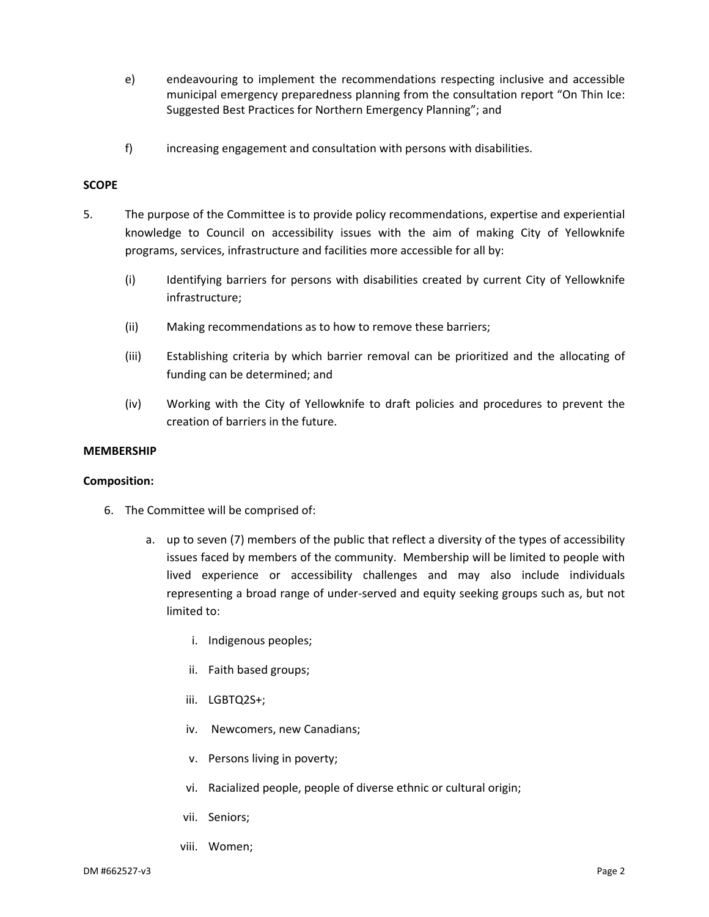e) endeavouring to implement the recommendations respecting inclusive and accessible municipal emergency preparedness planning from the consultation report "On Thin Ice: Suggested Best Practices for Northern Emergency Planning"; and

f) increasing engagement and consultation with persons with disabilities.

**SCOPE**

5. The purpose of the Committee is to provide policy recommendations, expertise and experiential knowledge to Council on accessibility issues with the aim of making City of Yellowknife programs, services, infrastructure and facilities more accessible for all by:

   (i) Identifying barriers for persons with disabilities created by current City of Yellowknife infrastructure;

   (ii) Making recommendations as to how to remove these barriers;

   (iii) Establishing criteria by which barrier removal can be prioritized and the allocating of funding can be determined; and

   (iv) Working with the City of Yellowknife to draft policies and procedures to prevent the creation of barriers in the future.

**MEMBERSHIP**

**Composition:**

6. The Committee will be comprised of:

   a. up to seven (7) members of the public that reflect a diversity of the types of accessibility issues faced by members of the community. Membership will be limited to people with lived experience or accessibility challenges and may also include individuals representing a broad range of under-served and equity seeking groups such as, but not limited to:

      i. Indigenous peoples;

      ii. Faith based groups;

      iii. LGBTQ2S+;

      iv. Newcomers, new Canadians;

      v. Persons living in poverty;

      vi. Racialized people, people of diverse ethnic or cultural origin;

      vii. Seniors;

      viii. Women;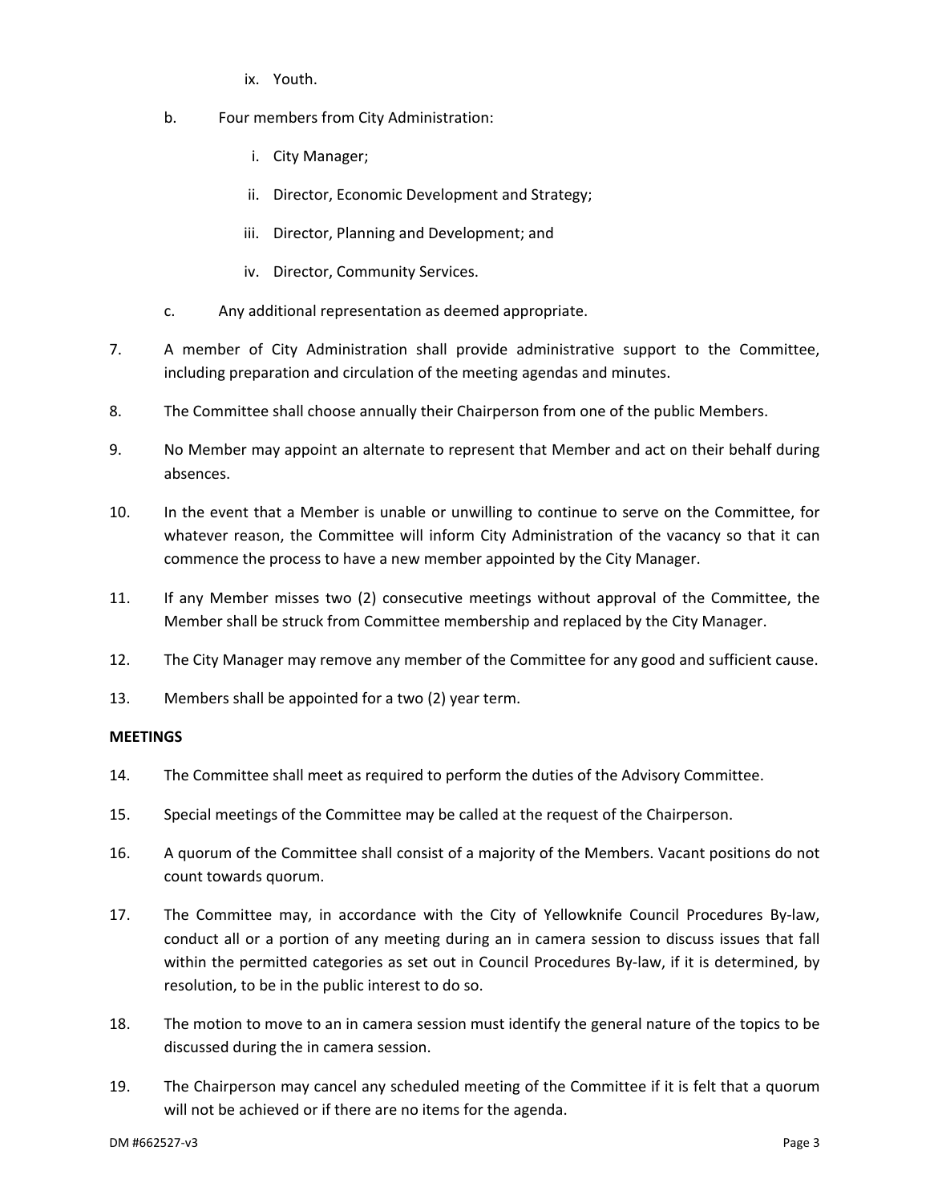ix. Youth.

b. Four members from City Administration:

   i. City Manager;

   ii. Director, Economic Development and Strategy;

   iii. Director, Planning and Development; and

   iv. Director, Community Services.

c. Any additional representation as deemed appropriate.

7. A member of City Administration shall provide administrative support to the Committee, including preparation and circulation of the meeting agendas and minutes.

8. The Committee shall choose annually their Chairperson from one of the public Members.

9. No Member may appoint an alternate to represent that Member and act on their behalf during absences.

10. In the event that a Member is unable or unwilling to continue to serve on the Committee, for whatever reason, the Committee will inform City Administration of the vacancy so that it can commence the process to have a new member appointed by the City Manager.

11. If any Member misses two (2) consecutive meetings without approval of the Committee, the Member shall be struck from Committee membership and replaced by the City Manager.

12. The City Manager may remove any member of the Committee for any good and sufficient cause.

13. Members shall be appointed for a two (2) year term.

**MEETINGS**

14. The Committee shall meet as required to perform the duties of the Advisory Committee.

15. Special meetings of the Committee may be called at the request of the Chairperson.

16. A quorum of the Committee shall consist of a majority of the Members. Vacant positions do not count towards quorum.

17. The Committee may, in accordance with the City of Yellowknife Council Procedures By-law, conduct all or a portion of any meeting during an in camera session to discuss issues that fall within the permitted categories as set out in Council Procedures By-law, if it is determined, by resolution, to be in the public interest to do so.

18. The motion to move to an in camera session must identify the general nature of the topics to be discussed during the in camera session.

19. The Chairperson may cancel any scheduled meeting of the Committee if it is felt that a quorum will not be achieved or if there are no items for the agenda.

DM #662527-v3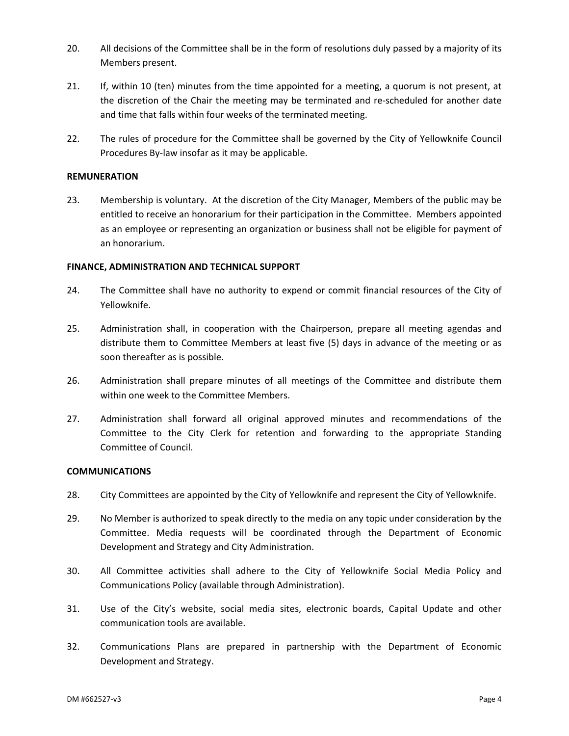20. All decisions of the Committee shall be in the form of resolutions duly passed by a majority of its Members present.

21. If, within 10 (ten) minutes from the time appointed for a meeting, a quorum is not present, at the discretion of the Chair the meeting may be terminated and re-scheduled for another date and time that falls within four weeks of the terminated meeting.

22. The rules of procedure for the Committee shall be governed by the City of Yellowknife Council Procedures By-law insofar as it may be applicable.

**REMUNERATION**

23. Membership is voluntary. At the discretion of the City Manager, Members of the public may be entitled to receive an honorarium for their participation in the Committee. Members appointed as an employee or representing an organization or business shall not be eligible for payment of an honorarium.

**FINANCE, ADMINISTRATION AND TECHNICAL SUPPORT**

24. The Committee shall have no authority to expend or commit financial resources of the City of Yellowknife.

25. Administration shall, in cooperation with the Chairperson, prepare all meeting agendas and distribute them to Committee Members at least five (5) days in advance of the meeting or as soon thereafter as is possible.

26. Administration shall prepare minutes of all meetings of the Committee and distribute them within one week to the Committee Members.

27. Administration shall forward all original approved minutes and recommendations of the Committee to the City Clerk for retention and forwarding to the appropriate Standing Committee of Council.

**COMMUNICATIONS**

28. City Committees are appointed by the City of Yellowknife and represent the City of Yellowknife.

29. No Member is authorized to speak directly to the media on any topic under consideration by the Committee. Media requests will be coordinated through the Department of Economic Development and Strategy and City Administration.

30. All Committee activities shall adhere to the City of Yellowknife Social Media Policy and Communications Policy (available through Administration).

31. Use of the City's website, social media sites, electronic boards, Capital Update and other communication tools are available.

32. Communications Plans are prepared in partnership with the Department of Economic Development and Strategy.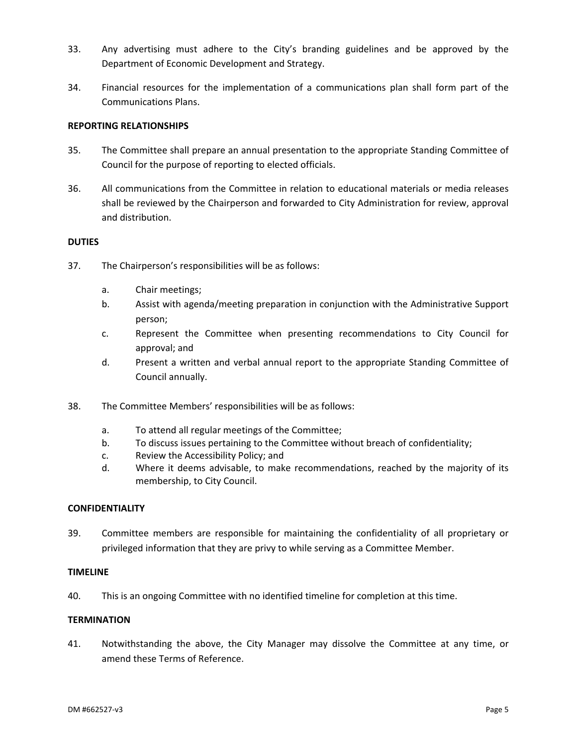33. Any advertising must adhere to the City's branding guidelines and be approved by the Department of Economic Development and Strategy.

34. Financial resources for the implementation of a communications plan shall form part of the Communications Plans.

**REPORTING RELATIONSHIPS**

35. The Committee shall prepare an annual presentation to the appropriate Standing Committee of Council for the purpose of reporting to elected officials.

36. All communications from the Committee in relation to educational materials or media releases shall be reviewed by the Chairperson and forwarded to City Administration for review, approval and distribution.

**DUTIES**

37. The Chairperson's responsibilities will be as follows:

    a. Chair meetings;
    b. Assist with agenda/meeting preparation in conjunction with the Administrative Support person;
    c. Represent the Committee when presenting recommendations to City Council for approval; and
    d. Present a written and verbal annual report to the appropriate Standing Committee of Council annually.

38. The Committee Members' responsibilities will be as follows:

    a. To attend all regular meetings of the Committee;
    b. To discuss issues pertaining to the Committee without breach of confidentiality;
    c. Review the Accessibility Policy; and
    d. Where it deems advisable, to make recommendations, reached by the majority of its membership, to City Council.

**CONFIDENTIALITY**

39. Committee members are responsible for maintaining the confidentiality of all proprietary or privileged information that they are privy to while serving as a Committee Member.

**TIMELINE**

40. This is an ongoing Committee with no identified timeline for completion at this time.

**TERMINATION**

41. Notwithstanding the above, the City Manager may dissolve the Committee at any time, or amend these Terms of Reference.